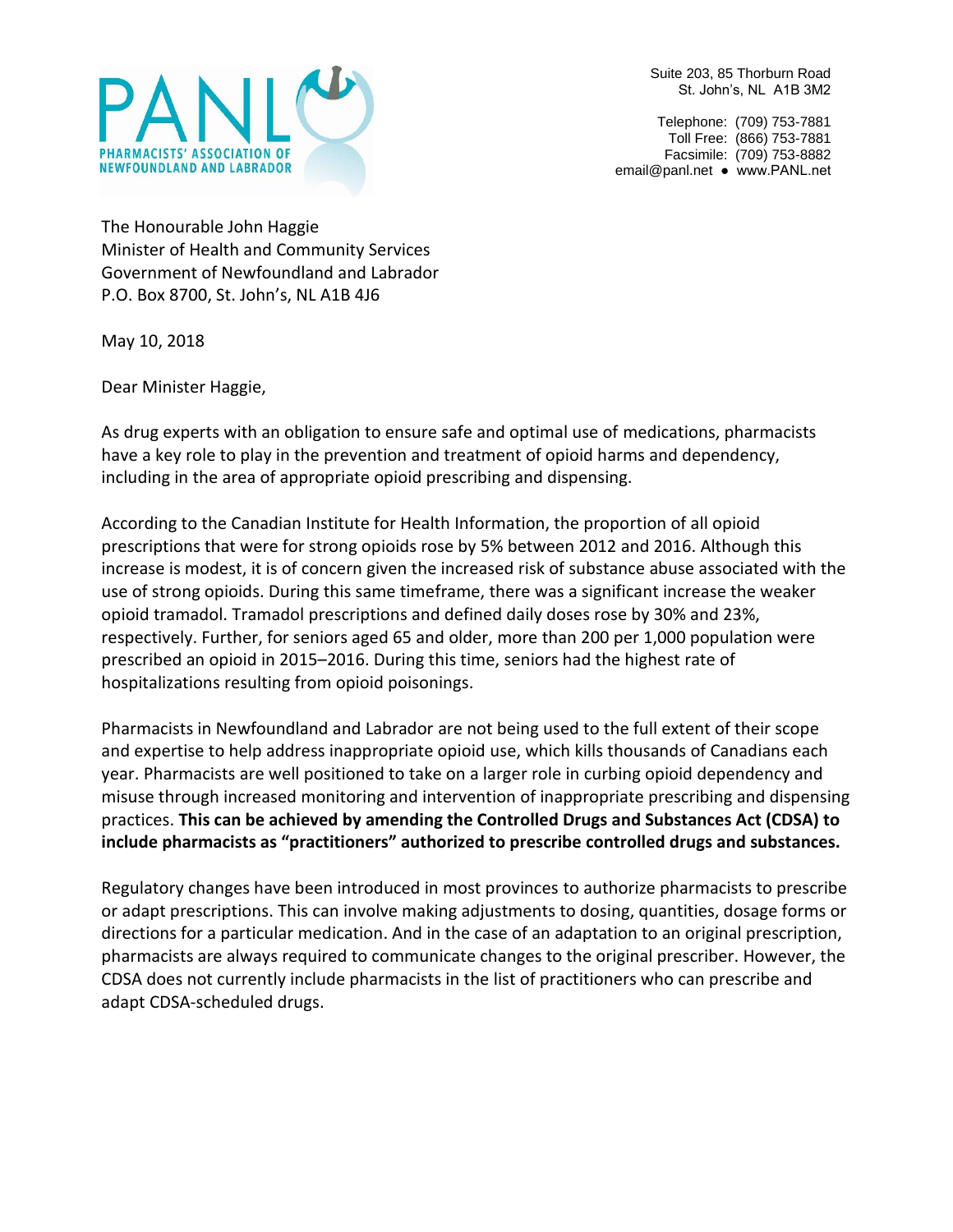PANL
PHARMACISTS' ASSOCIATION OF NEWFOUNDLAND AND LABRADOR

Suite 203, 85 Thorburn Road
St. John's, NL A1B 3M2

Telephone: (709) 753-7881
Toll Free: (866) 753-7881
Facsimile: (709) 753-8882
email@panl.net ● www.PANL.net

The Honourable John Haggie
Minister of Health and Community Services
Government of Newfoundland and Labrador
P.O. Box 8700, St. John's, NL A1B 4J6

May 10, 2018

Dear Minister Haggie,

As drug experts with an obligation to ensure safe and optimal use of medications, pharmacists have a key role to play in the prevention and treatment of opioid harms and dependency, including in the area of appropriate opioid prescribing and dispensing.

According to the Canadian Institute for Health Information, the proportion of all opioid prescriptions that were for strong opioids rose by 5% between 2012 and 2016. Although this increase is modest, it is of concern given the increased risk of substance abuse associated with the use of strong opioids. During this same timeframe, there was a significant increase the weaker opioid tramadol. Tramadol prescriptions and defined daily doses rose by 30% and 23%, respectively. Further, for seniors aged 65 and older, more than 200 per 1,000 population were prescribed an opioid in 2015–2016. During this time, seniors had the highest rate of hospitalizations resulting from opioid poisonings.

Pharmacists in Newfoundland and Labrador are not being used to the full extent of their scope and expertise to help address inappropriate opioid use, which kills thousands of Canadians each year. Pharmacists are well positioned to take on a larger role in curbing opioid dependency and misuse through increased monitoring and intervention of inappropriate prescribing and dispensing practices. **This can be achieved by amending the Controlled Drugs and Substances Act (CDSA) to include pharmacists as "practitioners" authorized to prescribe controlled drugs and substances.**

Regulatory changes have been introduced in most provinces to authorize pharmacists to prescribe or adapt prescriptions. This can involve making adjustments to dosing, quantities, dosage forms or directions for a particular medication. And in the case of an adaptation to an original prescription, pharmacists are always required to communicate changes to the original prescriber. However, the CDSA does not currently include pharmacists in the list of practitioners who can prescribe and adapt CDSA-scheduled drugs.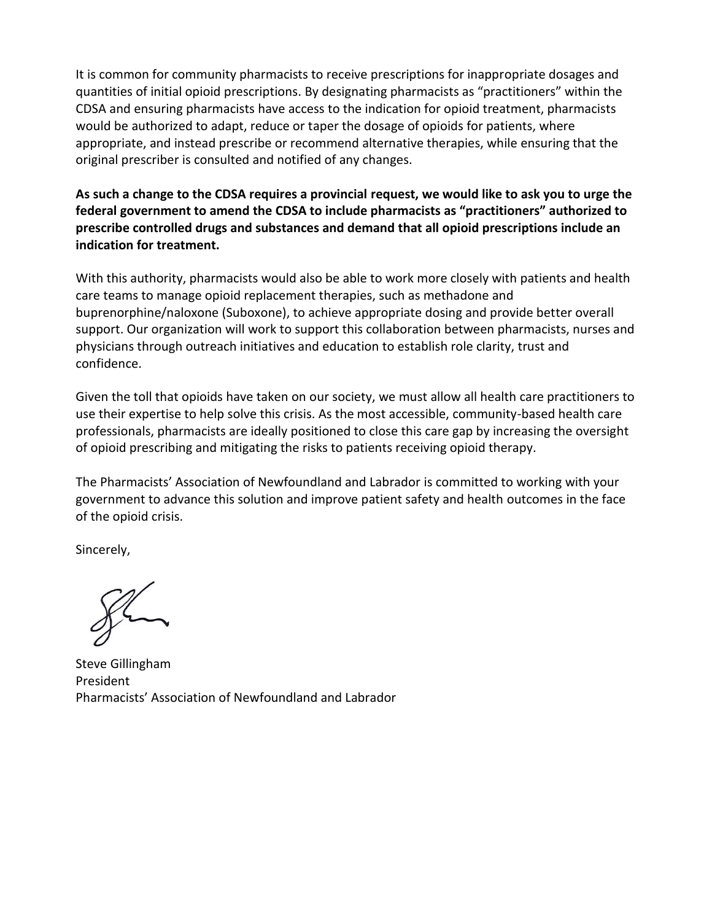It is common for community pharmacists to receive prescriptions for inappropriate dosages and quantities of initial opioid prescriptions. By designating pharmacists as "practitioners" within the CDSA and ensuring pharmacists have access to the indication for opioid treatment, pharmacists would be authorized to adapt, reduce or taper the dosage of opioids for patients, where appropriate, and instead prescribe or recommend alternative therapies, while ensuring that the original prescriber is consulted and notified of any changes.

**As such a change to the CDSA requires a provincial request, we would like to ask you to urge the federal government to amend the CDSA to include pharmacists as "practitioners" authorized to prescribe controlled drugs and substances and demand that all opioid prescriptions include an indication for treatment.**

With this authority, pharmacists would also be able to work more closely with patients and health care teams to manage opioid replacement therapies, such as methadone and buprenorphine/naloxone (Suboxone), to achieve appropriate dosing and provide better overall support. Our organization will work to support this collaboration between pharmacists, nurses and physicians through outreach initiatives and education to establish role clarity, trust and confidence.

Given the toll that opioids have taken on our society, we must allow all health care practitioners to use their expertise to help solve this crisis. As the most accessible, community-based health care professionals, pharmacists are ideally positioned to close this care gap by increasing the oversight of opioid prescribing and mitigating the risks to patients receiving opioid therapy.

The Pharmacists' Association of Newfoundland and Labrador is committed to working with your government to advance this solution and improve patient safety and health outcomes in the face of the opioid crisis.

Sincerely,

Steve Gillingham
President
Pharmacists' Association of Newfoundland and Labrador